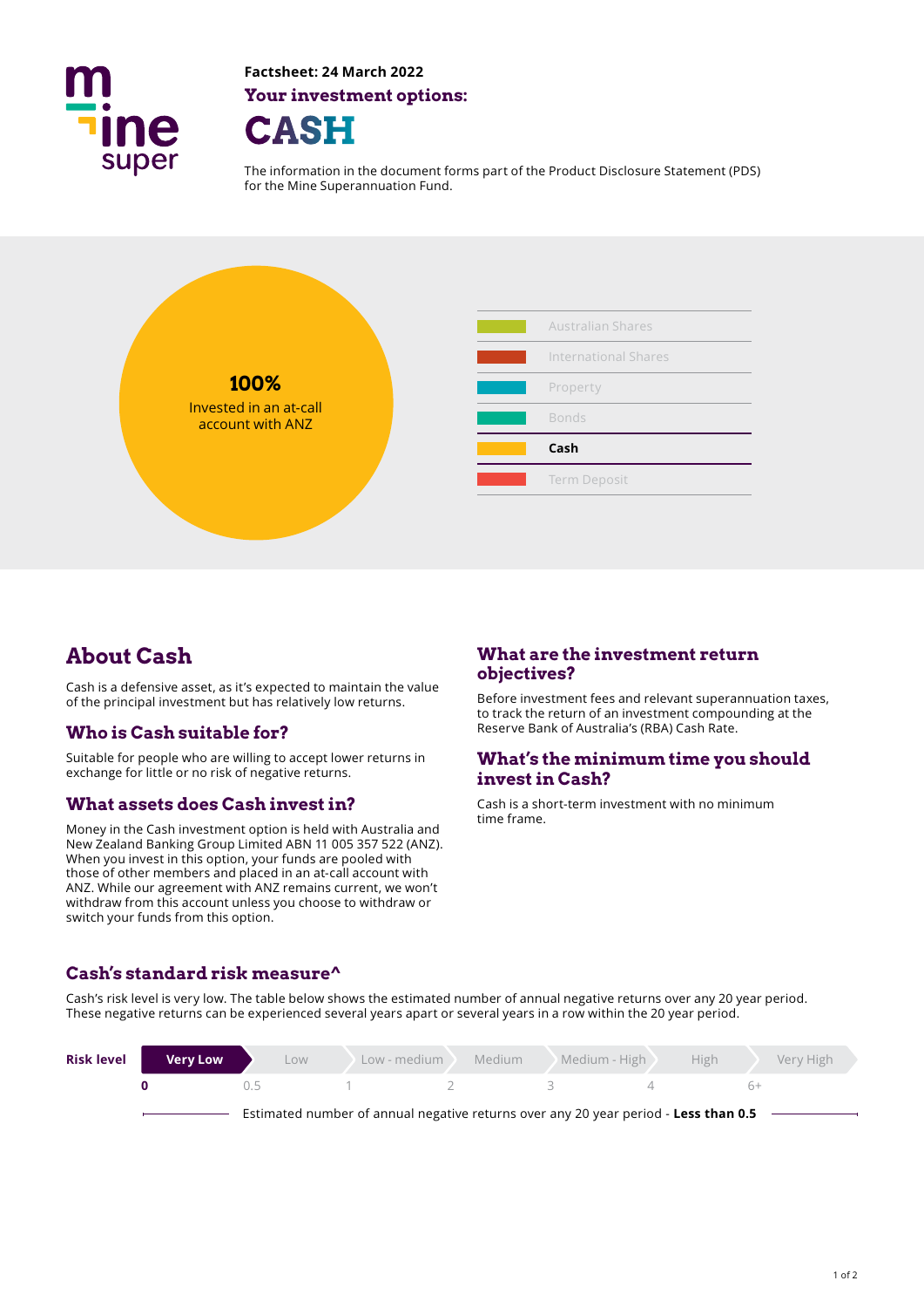Factsheet: 24 March 2022

**Your investment options:**

# CASH

The information in the document forms part of the Product Disclosure Statement (PDS) for the Mine Superannuation Fund.

**100%**
Invested in an at-call account with ANZ

- Australian Shares
- International Shares
- Property
- Bonds
- **Cash**
- Term Deposit

## About Cash

Cash is a defensive asset, as it's expected to maintain the value of the principal investment but has relatively low returns.

### Who is Cash suitable for?

Suitable for people who are willing to accept lower returns in exchange for little or no risk of negative returns.

### What assets does Cash invest in?

Money in the Cash investment option is held with Australia and New Zealand Banking Group Limited ABN 11 005 357 522 (ANZ). When you invest in this option, your funds are pooled with those of other members and placed in an at-call account with ANZ. While our agreement with ANZ remains current, we won't withdraw from this account unless you choose to withdraw or switch your funds from this option.

### What are the investment return objectives?

Before investment fees and relevant superannuation taxes, to track the return of an investment compounding at the Reserve Bank of Australia's (RBA) Cash Rate.

### What's the minimum time you should invest in Cash?

Cash is a short-term investment with no minimum time frame.

### Cash's standard risk measure^

Cash's risk level is very low. The table below shows the estimated number of annual negative returns over any 20 year period. These negative returns can be experienced several years apart or several years in a row within the 20 year period.

| Risk level | **Very Low** | Low | Low - medium | Medium | Medium - High | High | Very High |
|---|---|---|---|---|---|---|---|
| | **0** | 0.5 | 1 | 2 | 3 | 4 | 6+ |

Estimated number of annual negative returns over any 20 year period - **Less than 0.5**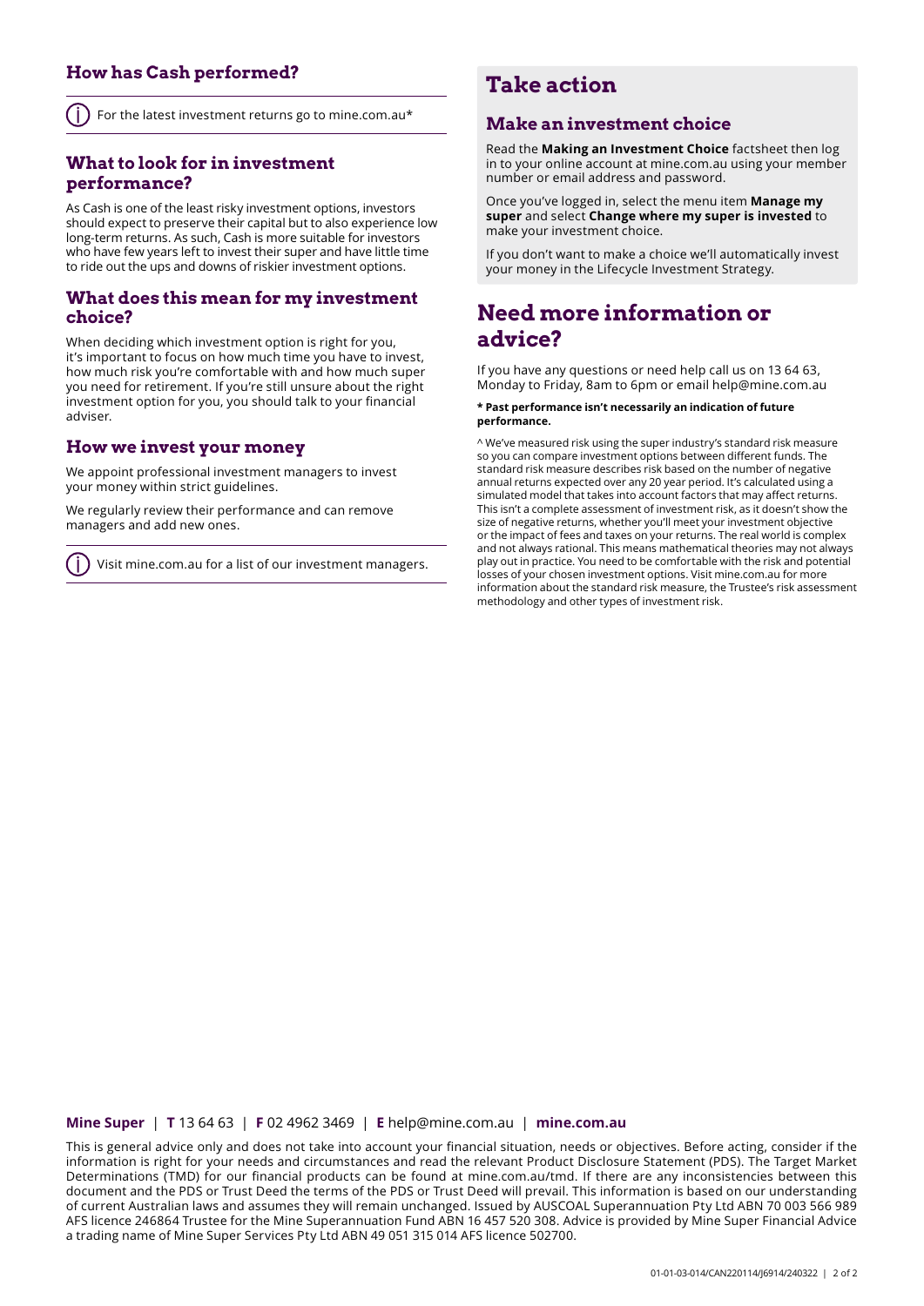## How has Cash performed?

For the latest investment returns go to mine.com.au*

### What to look for in investment performance?

As Cash is one of the least risky investment options, investors should expect to preserve their capital but to also experience low long-term returns. As such, Cash is more suitable for investors who have few years left to invest their super and have little time to ride out the ups and downs of riskier investment options.

### What does this mean for my investment choice?

When deciding which investment option is right for you, it's important to focus on how much time you have to invest, how much risk you're comfortable with and how much super you need for retirement. If you're still unsure about the right investment option for you, you should talk to your financial adviser.

### How we invest your money

We appoint professional investment managers to invest your money within strict guidelines.

We regularly review their performance and can remove managers and add new ones.

Visit mine.com.au for a list of our investment managers.

## Take action

### Make an investment choice

Read the **Making an Investment Choice** factsheet then log in to your online account at mine.com.au using your member number or email address and password.

Once you've logged in, select the menu item **Manage my super** and select **Change where my super is invested** to make your investment choice.

If you don't want to make a choice we'll automatically invest your money in the Lifecycle Investment Strategy.

## Need more information or advice?

If you have any questions or need help call us on 13 64 63, Monday to Friday, 8am to 6pm or email help@mine.com.au

**\* Past performance isn't necessarily an indication of future performance.**

^ We've measured risk using the super industry's standard risk measure so you can compare investment options between different funds. The standard risk measure describes risk based on the number of negative annual returns expected over any 20 year period. It's calculated using a simulated model that takes into account factors that may affect returns. This isn't a complete assessment of investment risk, as it doesn't show the size of negative returns, whether you'll meet your investment objective or the impact of fees and taxes on your returns. The real world is complex and not always rational. This means mathematical theories may not always play out in practice. You need to be comfortable with the risk and potential losses of your chosen investment options. Visit mine.com.au for more information about the standard risk measure, the Trustee's risk assessment methodology and other types of investment risk.

**Mine Super** | **T** 13 64 63 | **F** 02 4962 3469 | **E** help@mine.com.au | **mine.com.au**

This is general advice only and does not take into account your financial situation, needs or objectives. Before acting, consider if the information is right for your needs and circumstances and read the relevant Product Disclosure Statement (PDS). The Target Market Determinations (TMD) for our financial products can be found at mine.com.au/tmd. If there are any inconsistencies between this document and the PDS or Trust Deed the terms of the PDS or Trust Deed will prevail. This information is based on our understanding of current Australian laws and assumes they will remain unchanged. Issued by AUSCOAL Superannuation Pty Ltd ABN 70 003 566 989 AFS licence 246864 Trustee for the Mine Superannuation Fund ABN 16 457 520 308. Advice is provided by Mine Super Financial Advice a trading name of Mine Super Services Pty Ltd ABN 49 051 315 014 AFS licence 502700.

01-01-03-014/CAN220114/J6914/240322